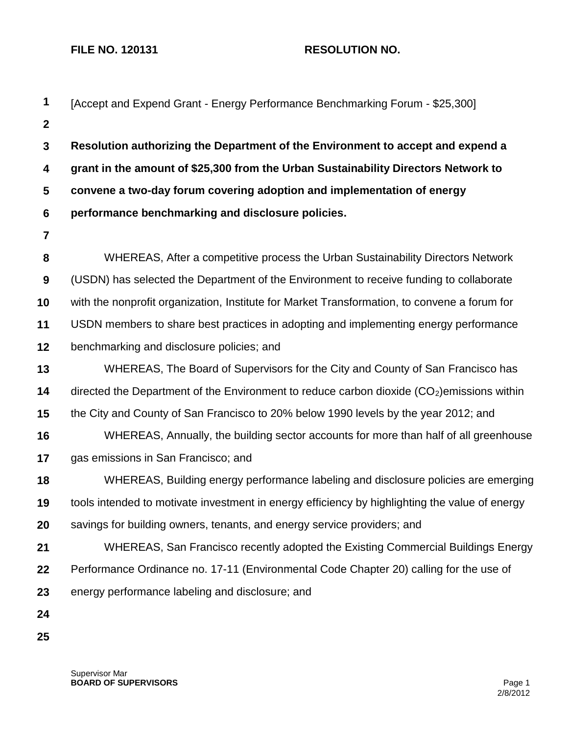FILE NO. 120131 RESOLUTION NO.

[Accept and Expend Grant - Energy Performance Benchmarking Forum - $25,300]

**Resolution authorizing the Department of the Environment to accept and expend a grant in the amount of $25,300 from the Urban Sustainability Directors Network to convene a two-day forum covering adoption and implementation of energy performance benchmarking and disclosure policies.**

WHEREAS, After a competitive process the Urban Sustainability Directors Network (USDN) has selected the Department of the Environment to receive funding to collaborate with the nonprofit organization, Institute for Market Transformation, to convene a forum for USDN members to share best practices in adopting and implementing energy performance benchmarking and disclosure policies; and

WHEREAS, The Board of Supervisors for the City and County of San Francisco has directed the Department of the Environment to reduce carbon dioxide ($CO_2$)emissions within the City and County of San Francisco to 20% below 1990 levels by the year 2012; and

WHEREAS, Annually, the building sector accounts for more than half of all greenhouse gas emissions in San Francisco; and

WHEREAS, Building energy performance labeling and disclosure policies are emerging tools intended to motivate investment in energy efficiency by highlighting the value of energy savings for building owners, tenants, and energy service providers; and

WHEREAS, San Francisco recently adopted the Existing Commercial Buildings Energy Performance Ordinance no. 17-11 (Environmental Code Chapter 20) calling for the use of energy performance labeling and disclosure; and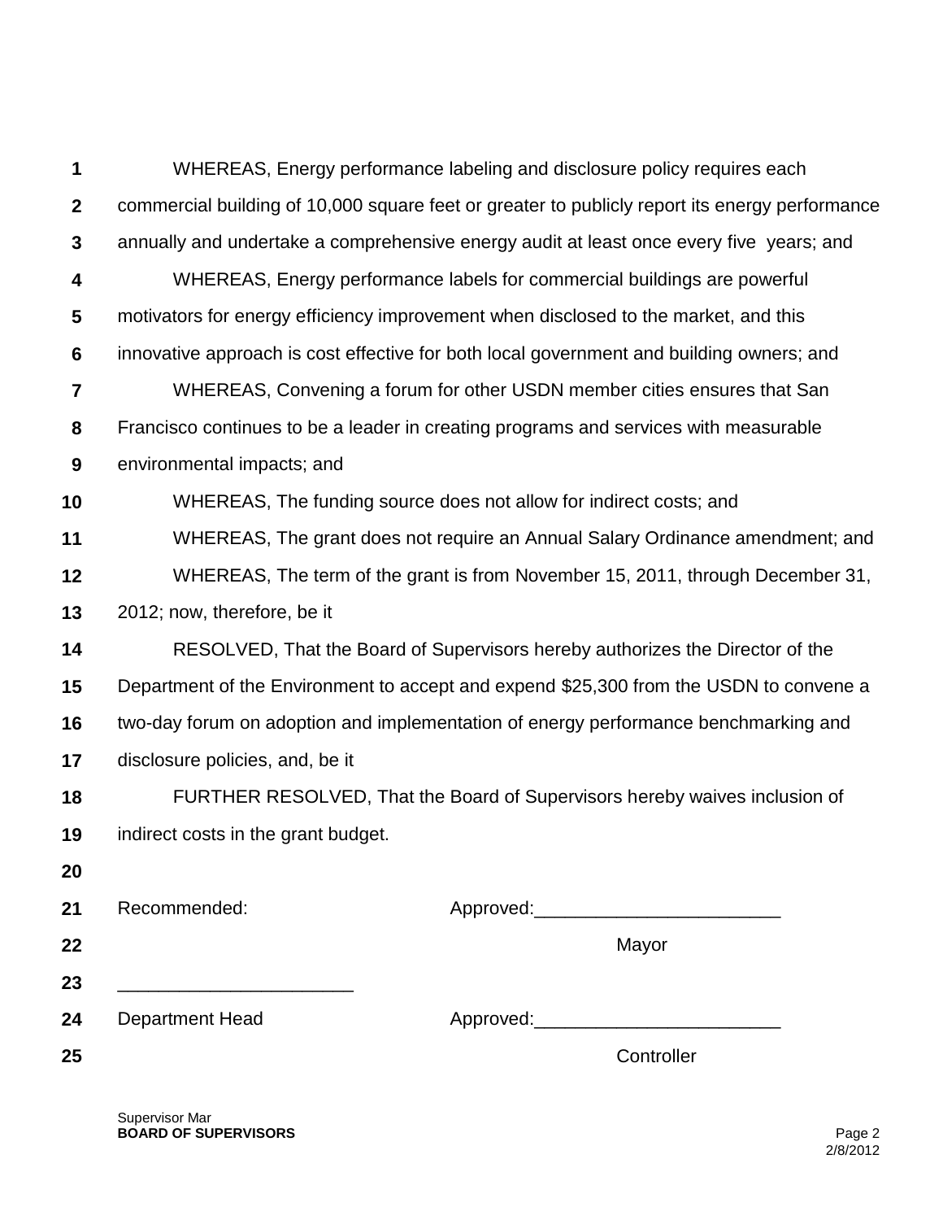WHEREAS, Energy performance labeling and disclosure policy requires each commercial building of 10,000 square feet or greater to publicly report its energy performance annually and undertake a comprehensive energy audit at least once every five years; and

WHEREAS, Energy performance labels for commercial buildings are powerful motivators for energy efficiency improvement when disclosed to the market, and this innovative approach is cost effective for both local government and building owners; and

WHEREAS, Convening a forum for other USDN member cities ensures that San Francisco continues to be a leader in creating programs and services with measurable environmental impacts; and

WHEREAS, The funding source does not allow for indirect costs; and

WHEREAS, The grant does not require an Annual Salary Ordinance amendment; and

WHEREAS, The term of the grant is from November 15, 2011, through December 31, 2012; now, therefore, be it

RESOLVED, That the Board of Supervisors hereby authorizes the Director of the Department of the Environment to accept and expend $25,300 from the USDN to convene a two-day forum on adoption and implementation of energy performance benchmarking and disclosure policies, and, be it

FURTHER RESOLVED, That the Board of Supervisors hereby waives inclusion of indirect costs in the grant budget.

Recommended: Approved:________________________

Mayor

_______________________

Department Head Approved:________________________

Controller